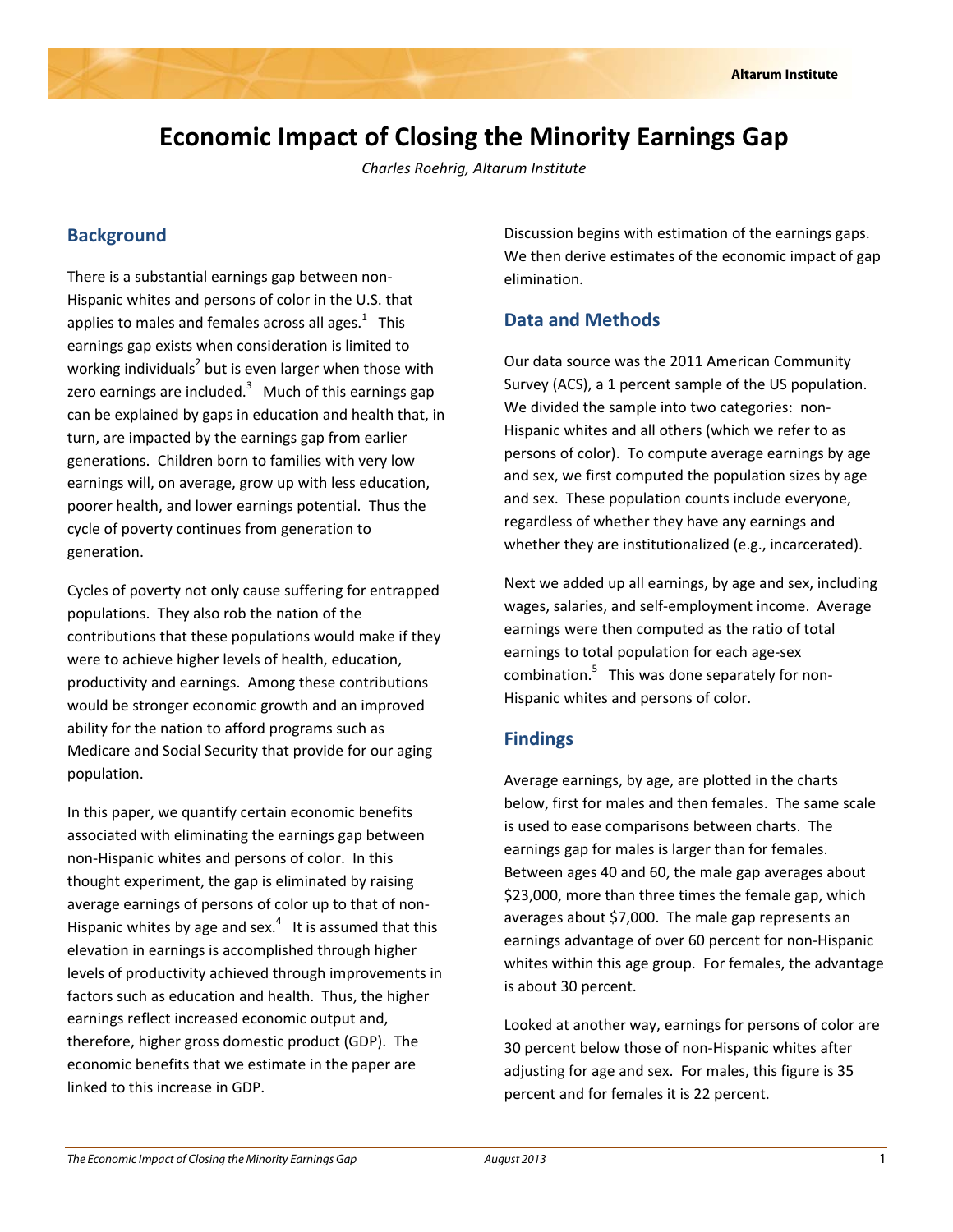# Economic Impact of Closing the Minority Earnings Gap

*Charles Roehrig, Altarum Institute*

## Background

There is a substantial earnings gap between non-Hispanic whites and persons of color in the U.S. that applies to males and females across all ages.[1] This earnings gap exists when consideration is limited to working individuals[2] but is even larger when those with zero earnings are included.[3] Much of this earnings gap can be explained by gaps in education and health that, in turn, are impacted by the earnings gap from earlier generations. Children born to families with very low earnings will, on average, grow up with less education, poorer health, and lower earnings potential. Thus the cycle of poverty continues from generation to generation.

Cycles of poverty not only cause suffering for entrapped populations. They also rob the nation of the contributions that these populations would make if they were to achieve higher levels of health, education, productivity and earnings. Among these contributions would be stronger economic growth and an improved ability for the nation to afford programs such as Medicare and Social Security that provide for our aging population.

In this paper, we quantify certain economic benefits associated with eliminating the earnings gap between non-Hispanic whites and persons of color. In this thought experiment, the gap is eliminated by raising average earnings of persons of color up to that of non-Hispanic whites by age and sex.[4] It is assumed that this elevation in earnings is accomplished through higher levels of productivity achieved through improvements in factors such as education and health. Thus, the higher earnings reflect increased economic output and, therefore, higher gross domestic product (GDP). The economic benefits that we estimate in the paper are linked to this increase in GDP.

Discussion begins with estimation of the earnings gaps. We then derive estimates of the economic impact of gap elimination.

## Data and Methods

Our data source was the 2011 American Community Survey (ACS), a 1 percent sample of the US population. We divided the sample into two categories: non-Hispanic whites and all others (which we refer to as persons of color). To compute average earnings by age and sex, we first computed the population sizes by age and sex. These population counts include everyone, regardless of whether they have any earnings and whether they are institutionalized (e.g., incarcerated).

Next we added up all earnings, by age and sex, including wages, salaries, and self-employment income. Average earnings were then computed as the ratio of total earnings to total population for each age-sex combination.[5] This was done separately for non-Hispanic whites and persons of color.

## Findings

Average earnings, by age, are plotted in the charts below, first for males and then females. The same scale is used to ease comparisons between charts. The earnings gap for males is larger than for females. Between ages 40 and 60, the male gap averages about $23,000, more than three times the female gap, which averages about $7,000. The male gap represents an earnings advantage of over 60 percent for non-Hispanic whites within this age group. For females, the advantage is about 30 percent.

Looked at another way, earnings for persons of color are 30 percent below those of non-Hispanic whites after adjusting for age and sex. For males, this figure is 35 percent and for females it is 22 percent.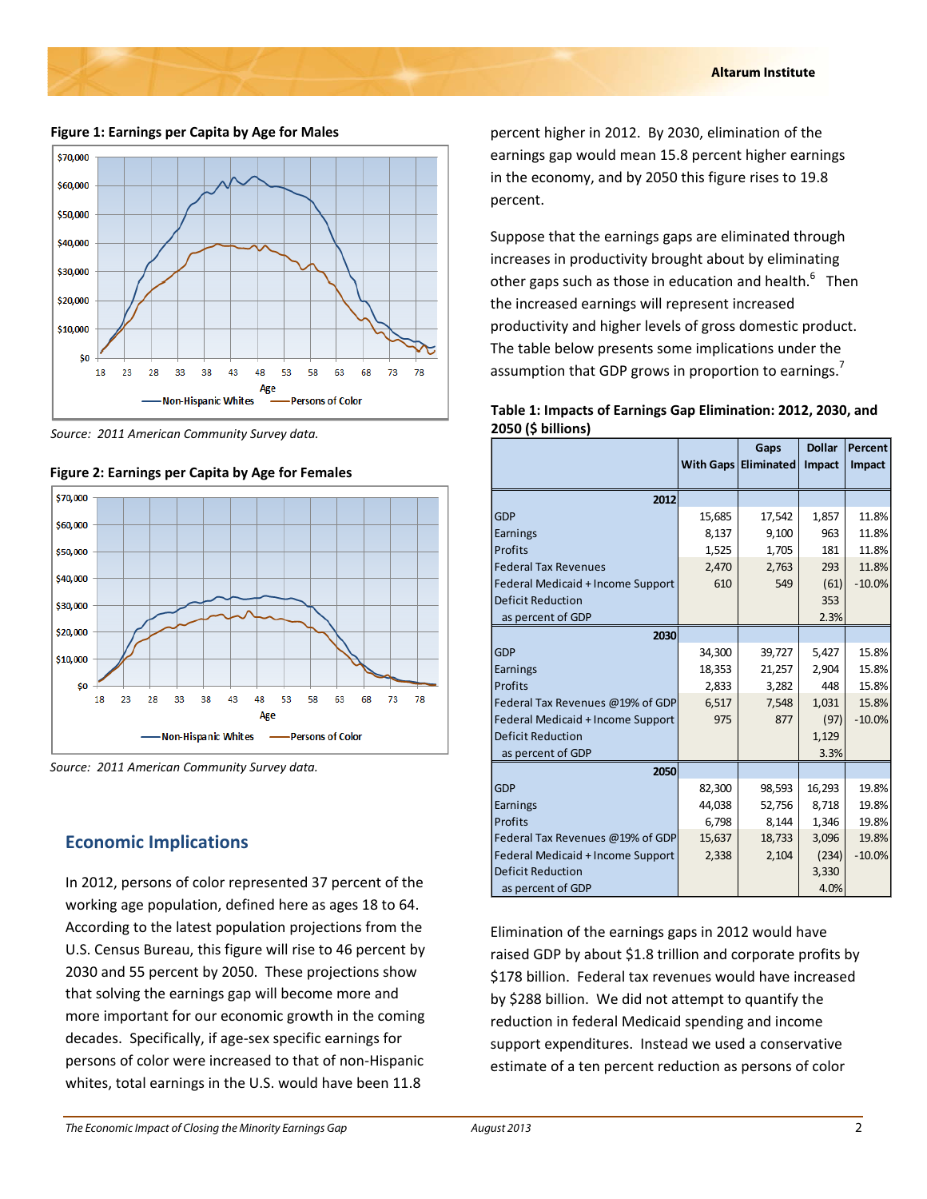**Figure 1: Earnings per Capita by Age for Males**

*Source: 2011 American Community Survey data.*

**Figure 2: Earnings per Capita by Age for Females**

*Source: 2011 American Community Survey data.*

## Economic Implications

In 2012, persons of color represented 37 percent of the working age population, defined here as ages 18 to 64. According to the latest population projections from the U.S. Census Bureau, this figure will rise to 46 percent by 2030 and 55 percent by 2050. These projections show that solving the earnings gap will become more and more important for our economic growth in the coming decades. Specifically, if age-sex specific earnings for persons of color were increased to that of non-Hispanic whites, total earnings in the U.S. would have been 11.8 percent higher in 2012. By 2030, elimination of the earnings gap would mean 15.8 percent higher earnings in the economy, and by 2050 this figure rises to 19.8 percent.

Suppose that the earnings gaps are eliminated through increases in productivity brought about by eliminating other gaps such as those in education and health.[6] Then the increased earnings will represent increased productivity and higher levels of gross domestic product. The table below presents some implications under the assumption that GDP grows in proportion to earnings.[7]

**Table 1: Impacts of Earnings Gap Elimination: 2012, 2030, and 2050 ($ billions)**

| | With Gaps | Gaps Eliminated | Dollar Impact | Percent Impact |
|---|---|---|---|---|
| **2012** | | | | |
| GDP | 15,685 | 17,542 | 1,857 | 11.8% |
| Earnings | 8,137 | 9,100 | 963 | 11.8% |
| Profits | 1,525 | 1,705 | 181 | 11.8% |
| Federal Tax Revenues | 2,470 | 2,763 | 293 | 11.8% |
| Federal Medicaid + Income Support | 610 | 549 | (61) | -10.0% |
| Deficit Reduction | | | 353 | |
| as percent of GDP | | | 2.3% | |
| **2030** | | | | |
| GDP | 34,300 | 39,727 | 5,427 | 15.8% |
| Earnings | 18,353 | 21,257 | 2,904 | 15.8% |
| Profits | 2,833 | 3,282 | 448 | 15.8% |
| Federal Tax Revenues @19% of GDP | 6,517 | 7,548 | 1,031 | 15.8% |
| Federal Medicaid + Income Support | 975 | 877 | (97) | -10.0% |
| Deficit Reduction | | | 1,129 | |
| as percent of GDP | | | 3.3% | |
| **2050** | | | | |
| GDP | 82,300 | 98,593 | 16,293 | 19.8% |
| Earnings | 44,038 | 52,756 | 8,718 | 19.8% |
| Profits | 6,798 | 8,144 | 1,346 | 19.8% |
| Federal Tax Revenues @19% of GDP | 15,637 | 18,733 | 3,096 | 19.8% |
| Federal Medicaid + Income Support | 2,338 | 2,104 | (234) | -10.0% |
| Deficit Reduction | | | 3,330 | |
| as percent of GDP | | | 4.0% | |

Elimination of the earnings gaps in 2012 would have raised GDP by about $1.8 trillion and corporate profits by $178 billion. Federal tax revenues would have increased by $288 billion. We did not attempt to quantify the reduction in federal Medicaid spending and income support expenditures. Instead we used a conservative estimate of a ten percent reduction as persons of color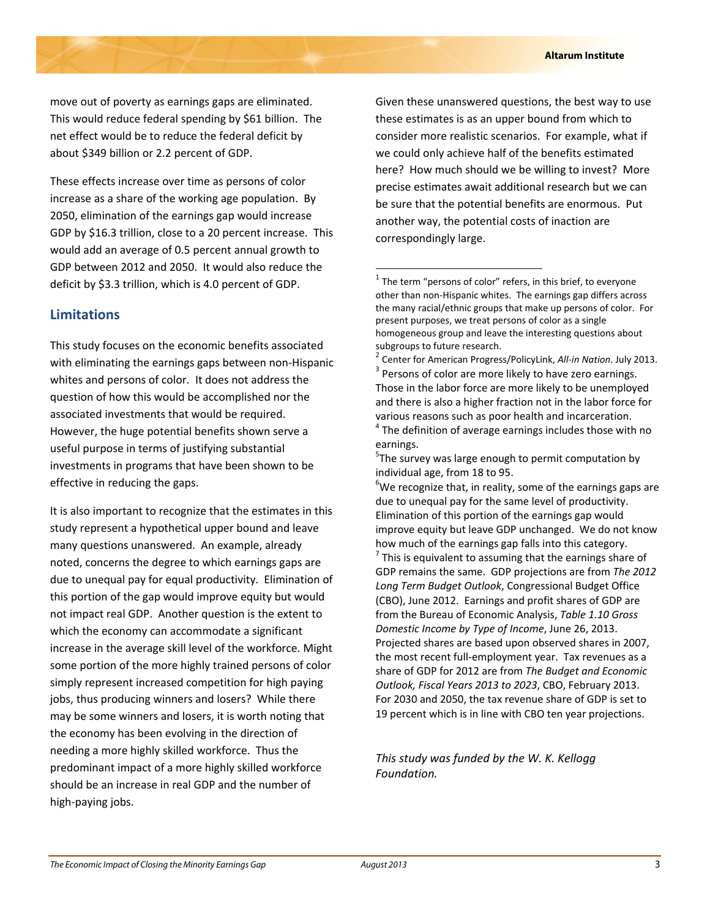move out of poverty as earnings gaps are eliminated. This would reduce federal spending by $61 billion. The net effect would be to reduce the federal deficit by about $349 billion or 2.2 percent of GDP.

These effects increase over time as persons of color increase as a share of the working age population. By 2050, elimination of the earnings gap would increase GDP by $16.3 trillion, close to a 20 percent increase. This would add an average of 0.5 percent annual growth to GDP between 2012 and 2050. It would also reduce the deficit by $3.3 trillion, which is 4.0 percent of GDP.

## Limitations

This study focuses on the economic benefits associated with eliminating the earnings gaps between non-Hispanic whites and persons of color. It does not address the question of how this would be accomplished nor the associated investments that would be required. However, the huge potential benefits shown serve a useful purpose in terms of justifying substantial investments in programs that have been shown to be effective in reducing the gaps.

It is also important to recognize that the estimates in this study represent a hypothetical upper bound and leave many questions unanswered. An example, already noted, concerns the degree to which earnings gaps are due to unequal pay for equal productivity. Elimination of this portion of the gap would improve equity but would not impact real GDP. Another question is the extent to which the economy can accommodate a significant increase in the average skill level of the workforce. Might some portion of the more highly trained persons of color simply represent increased competition for high paying jobs, thus producing winners and losers? While there may be some winners and losers, it is worth noting that the economy has been evolving in the direction of needing a more highly skilled workforce. Thus the predominant impact of a more highly skilled workforce should be an increase in real GDP and the number of high-paying jobs.

Given these unanswered questions, the best way to use these estimates is as an upper bound from which to consider more realistic scenarios. For example, what if we could only achieve half of the benefits estimated here? How much should we be willing to invest? More precise estimates await additional research but we can be sure that the potential benefits are enormous. Put another way, the potential costs of inaction are correspondingly large.

---

[1] The term "persons of color" refers, in this brief, to everyone other than non-Hispanic whites. The earnings gap differs across the many racial/ethnic groups that make up persons of color. For present purposes, we treat persons of color as a single homogeneous group and leave the interesting questions about subgroups to future research.

[2] Center for American Progress/PolicyLink, *All-in Nation*. July 2013.

[3] Persons of color are more likely to have zero earnings. Those in the labor force are more likely to be unemployed and there is also a higher fraction not in the labor force for various reasons such as poor health and incarceration.

[4] The definition of average earnings includes those with no earnings.

[5] The survey was large enough to permit computation by individual age, from 18 to 95.

[6] We recognize that, in reality, some of the earnings gaps are due to unequal pay for the same level of productivity. Elimination of this portion of the earnings gap would improve equity but leave GDP unchanged. We do not know how much of the earnings gap falls into this category.

[7] This is equivalent to assuming that the earnings share of GDP remains the same. GDP projections are from *The 2012 Long Term Budget Outlook*, Congressional Budget Office (CBO), June 2012. Earnings and profit shares of GDP are from the Bureau of Economic Analysis, *Table 1.10 Gross Domestic Income by Type of Income*, June 26, 2013. Projected shares are based upon observed shares in 2007, the most recent full-employment year. Tax revenues as a share of GDP for 2012 are from *The Budget and Economic Outlook, Fiscal Years 2013 to 2023*, CBO, February 2013. For 2030 and 2050, the tax revenue share of GDP is set to 19 percent which is in line with CBO ten year projections.

*This study was funded by the W. K. Kellogg Foundation.*